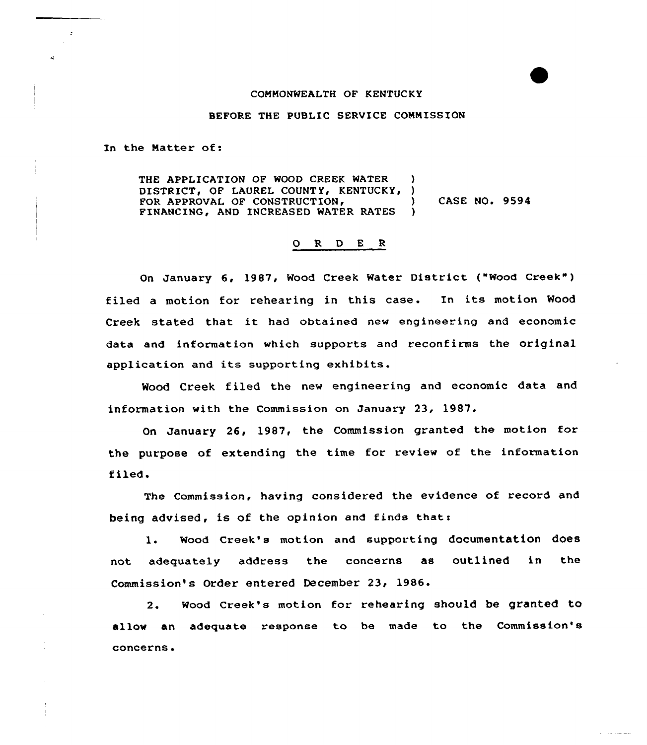COMMONWEALTH OF KENTUCKY

BEFORE THE PUBLIC SERVICE COMMISSION

In the Matter of:

THE APPLICATION OF WOOD CREEK WATER DISTRICT, OF LAUREL COUNTY, KENTUCKY, FOR APPROVAL OF CONSTRUCTION, FINANCING, AND INCREASED WATER RATES ) CASE NO. 9594

O R D E R

On January 6, 1987, Wood Creek Water District ("Wood Creek") filed a motion for rehearing in this case. In its motion Wood Creek stated that it had obtained new engineering and economic data and information which supports and reconfirms the original application and its supporting exhibits.

Wood Creek filed the new engineering and economic data and information with the Commission on January 23, 1987.

On January 26, 1987, the Commission granted the motion for the purpose of extending the time for review of the information filed.

The Commission, having considered the evidence of record and being advised, is of the opinion and finds that:

1. Wood Creek's motion and supporting documentation does not adequately address the concerns as outlined in the Commission's Order entered December 23, 1986.

2. Wood Creek's motion for rehearing should be granted to allow an adequate response to be made to the Commission's concerns.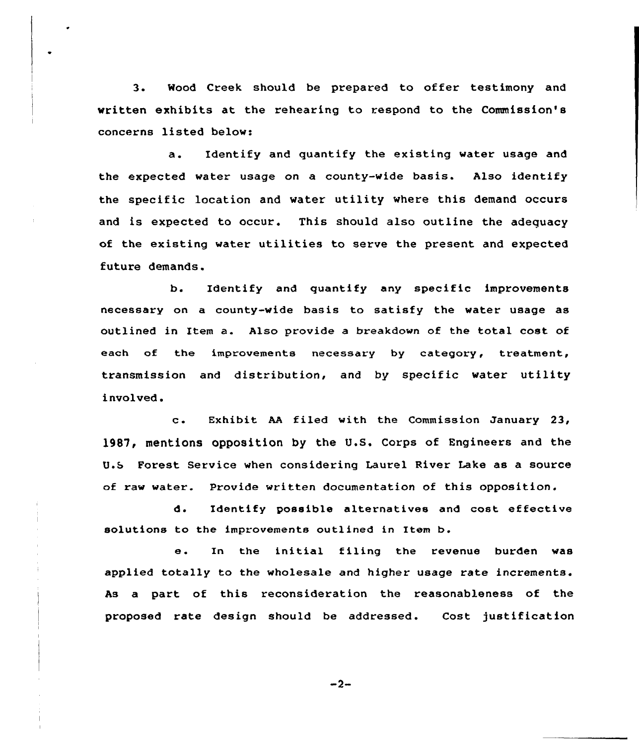3. Wood Creek should be prepared to offer testimony and written exhibits at the rehearing to respond to the Commission's concerns listed below:

a. Identify and quantify the existing water usage and the expected water usage on a county-wide basis. Also identify the specific location and water utility where this demand occurs and is expected to occur. This should also outline the adequacy of the existing water utilities to serve the present and expected future demands.

b. Identify and quantify any specific improvements necessary on a county-wide basis to satisfy the water usage as outlined in Item a. Also provide a breakdown of the total cost of each of the improvements necessary by category, treatment, transmission and distribution, and by specific water utility involved.

c. Exhibit AA filed with the Commission January 23, 1987, mentions opposition by the U.S. Corps of Engineers and the U.S Forest Service when considering Laurel River Lake as a source of raw water. Provide written documentation of this opposition.

d. Identify possible alternatives and cost effective solutions to the improvements outlined in Item b.

e. In the initial filing the revenue burden was applied totally to the wholesale and higher usage rate increments. As a part of this reconsideration the reasonableness of the proposed rate design should be addressed. Cost justification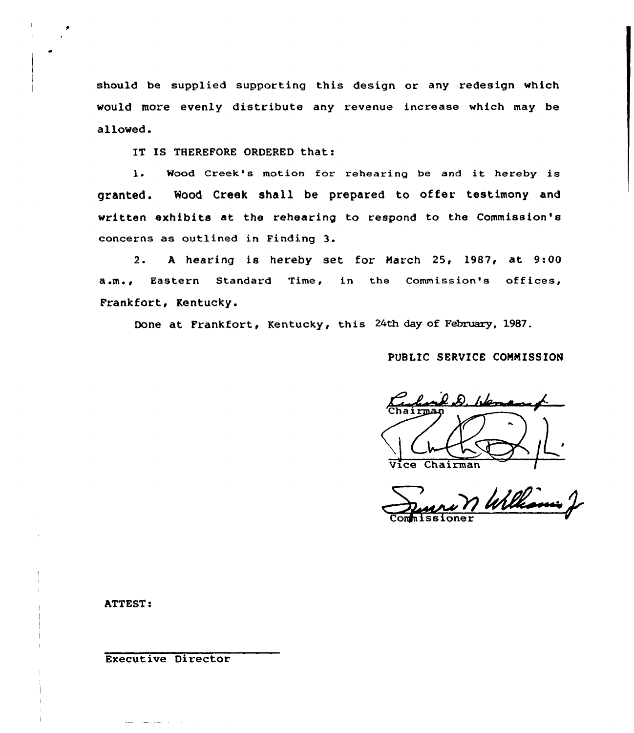should be supplied supporting this design or any redesign which would more evenly distribute any revenue increase which may be allowed.

IT IS THEREFORE ORDERED that:

1. Wood Creek's motion for rehearing be and it hereby is granted. Wood Creek shall be prepared to offer testimony and written exhibits at the rehearing to respond to the Commission's concerns as outlined in Finding 3.

2. A hearing is hereby set for March 25, 1987, at 9:00 a.m., Eastern Standard Time, in the Commission's offices, Frankfort, Kentucky.

Done at Frankfort, Kentucky, this 24th day of February, 1987.

PUBLIC SERVICE COMMISSION

Chairman

Vice Chairman

Commissioner

ATTEST:

Executive Director